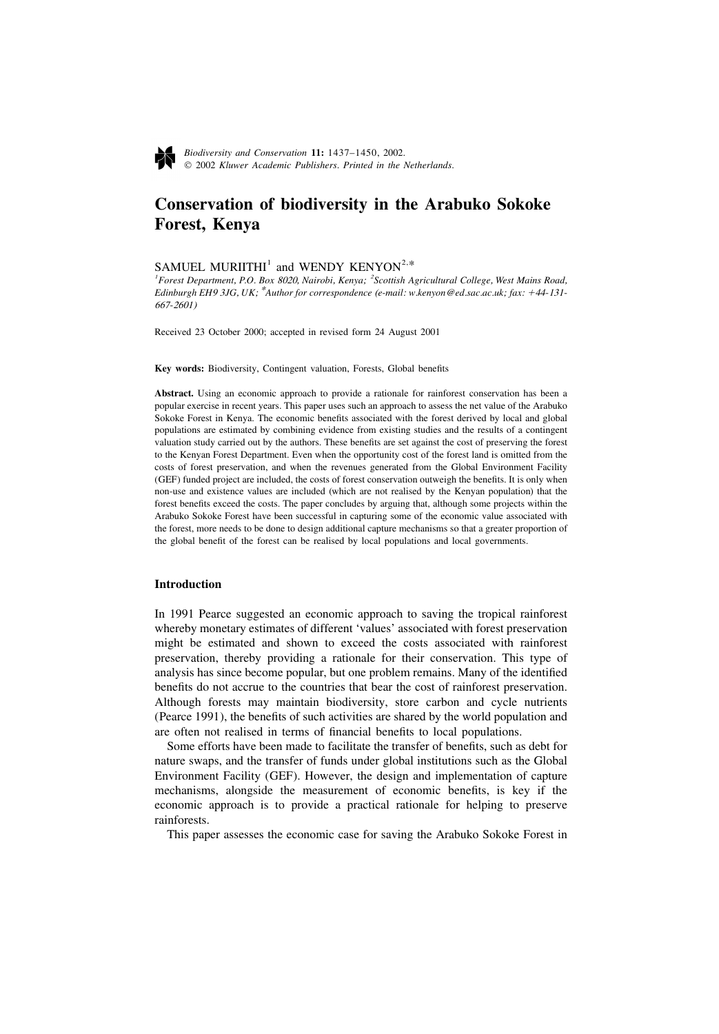# Conservation of biodiversity in the Arabuko Sokoke Forest, Kenya

SAMUEL MURIITHI[1] and WENDY KENYON[2,*]

[1]*Forest Department, P.O. Box 8020, Nairobi, Kenya;* [2]*Scottish Agricultural College, West Mains Road, Edinburgh EH9 3JG, UK;* [*]*Author for correspondence (e-mail: w.kenyon@ed.sac.ac.uk; fax: +44-131-667-2601)*

Received 23 October 2000; accepted in revised form 24 August 2001

**Key words:** Biodiversity, Contingent valuation, Forests, Global benefits

**Abstract.** Using an economic approach to provide a rationale for rainforest conservation has been a popular exercise in recent years. This paper uses such an approach to assess the net value of the Arabuko Sokoke Forest in Kenya. The economic benefits associated with the forest derived by local and global populations are estimated by combining evidence from existing studies and the results of a contingent valuation study carried out by the authors. These benefits are set against the cost of preserving the forest to the Kenyan Forest Department. Even when the opportunity cost of the forest land is omitted from the costs of forest preservation, and when the revenues generated from the Global Environment Facility (GEF) funded project are included, the costs of forest conservation outweigh the benefits. It is only when non-use and existence values are included (which are not realised by the Kenyan population) that the forest benefits exceed the costs. The paper concludes by arguing that, although some projects within the Arabuko Sokoke Forest have been successful in capturing some of the economic value associated with the forest, more needs to be done to design additional capture mechanisms so that a greater proportion of the global benefit of the forest can be realised by local populations and local governments.

## Introduction

In 1991 Pearce suggested an economic approach to saving the tropical rainforest whereby monetary estimates of different 'values' associated with forest preservation might be estimated and shown to exceed the costs associated with rainforest preservation, thereby providing a rationale for their conservation. This type of analysis has since become popular, but one problem remains. Many of the identified benefits do not accrue to the countries that bear the cost of rainforest preservation. Although forests may maintain biodiversity, store carbon and cycle nutrients (Pearce 1991), the benefits of such activities are shared by the world population and are often not realised in terms of financial benefits to local populations.

Some efforts have been made to facilitate the transfer of benefits, such as debt for nature swaps, and the transfer of funds under global institutions such as the Global Environment Facility (GEF). However, the design and implementation of capture mechanisms, alongside the measurement of economic benefits, is key if the economic approach is to provide a practical rationale for helping to preserve rainforests.

This paper assesses the economic case for saving the Arabuko Sokoke Forest in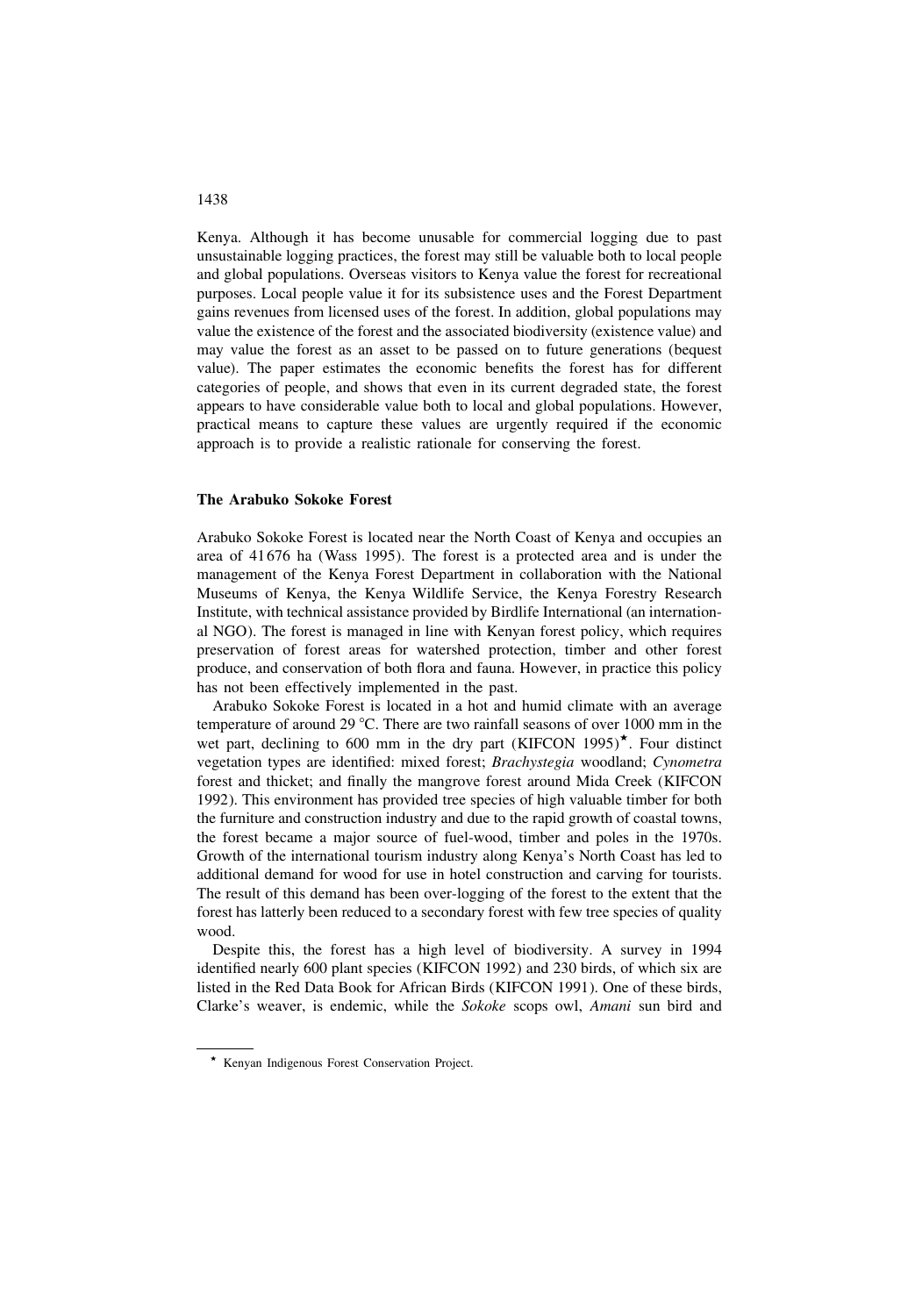Kenya. Although it has become unusable for commercial logging due to past unsustainable logging practices, the forest may still be valuable both to local people and global populations. Overseas visitors to Kenya value the forest for recreational purposes. Local people value it for its subsistence uses and the Forest Department gains revenues from licensed uses of the forest. In addition, global populations may value the existence of the forest and the associated biodiversity (existence value) and may value the forest as an asset to be passed on to future generations (bequest value). The paper estimates the economic benefits the forest has for different categories of people, and shows that even in its current degraded state, the forest appears to have considerable value both to local and global populations. However, practical means to capture these values are urgently required if the economic approach is to provide a realistic rationale for conserving the forest.

## The Arabuko Sokoke Forest

Arabuko Sokoke Forest is located near the North Coast of Kenya and occupies an area of 41 676 ha (Wass 1995). The forest is a protected area and is under the management of the Kenya Forest Department in collaboration with the National Museums of Kenya, the Kenya Wildlife Service, the Kenya Forestry Research Institute, with technical assistance provided by Birdlife International (an international NGO). The forest is managed in line with Kenyan forest policy, which requires preservation of forest areas for watershed protection, timber and other forest produce, and conservation of both flora and fauna. However, in practice this policy has not been effectively implemented in the past.

Arabuko Sokoke Forest is located in a hot and humid climate with an average temperature of around 29 °C. There are two rainfall seasons of over 1000 mm in the wet part, declining to 600 mm in the dry part (KIFCON 1995)*. Four distinct vegetation types are identified: mixed forest; *Brachystegia* woodland; *Cynometra* forest and thicket; and finally the mangrove forest around Mida Creek (KIFCON 1992). This environment has provided tree species of high valuable timber for both the furniture and construction industry and due to the rapid growth of coastal towns, the forest became a major source of fuel-wood, timber and poles in the 1970s. Growth of the international tourism industry along Kenya's North Coast has led to additional demand for wood for use in hotel construction and carving for tourists. The result of this demand has been over-logging of the forest to the extent that the forest has latterly been reduced to a secondary forest with few tree species of quality wood.

Despite this, the forest has a high level of biodiversity. A survey in 1994 identified nearly 600 plant species (KIFCON 1992) and 230 birds, of which six are listed in the Red Data Book for African Birds (KIFCON 1991). One of these birds, Clarke's weaver, is endemic, while the *Sokoke* scops owl, *Amani* sun bird and

---

* Kenyan Indigenous Forest Conservation Project.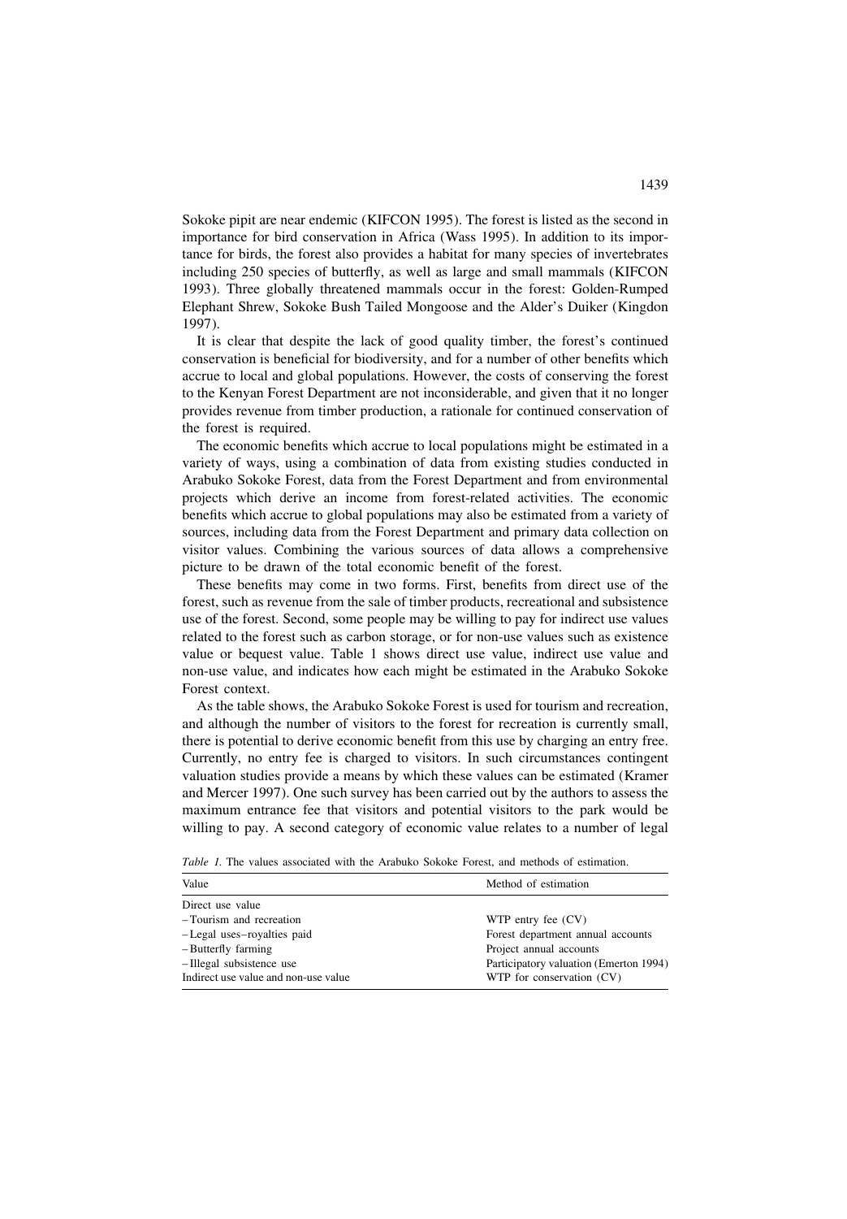Sokoke pipit are near endemic (KIFCON 1995). The forest is listed as the second in importance for bird conservation in Africa (Wass 1995). In addition to its importance for birds, the forest also provides a habitat for many species of invertebrates including 250 species of butterfly, as well as large and small mammals (KIFCON 1993). Three globally threatened mammals occur in the forest: Golden-Rumped Elephant Shrew, Sokoke Bush Tailed Mongoose and the Alder's Duiker (Kingdon 1997).

It is clear that despite the lack of good quality timber, the forest's continued conservation is beneficial for biodiversity, and for a number of other benefits which accrue to local and global populations. However, the costs of conserving the forest to the Kenyan Forest Department are not inconsiderable, and given that it no longer provides revenue from timber production, a rationale for continued conservation of the forest is required.

The economic benefits which accrue to local populations might be estimated in a variety of ways, using a combination of data from existing studies conducted in Arabuko Sokoke Forest, data from the Forest Department and from environmental projects which derive an income from forest-related activities. The economic benefits which accrue to global populations may also be estimated from a variety of sources, including data from the Forest Department and primary data collection on visitor values. Combining the various sources of data allows a comprehensive picture to be drawn of the total economic benefit of the forest.

These benefits may come in two forms. First, benefits from direct use of the forest, such as revenue from the sale of timber products, recreational and subsistence use of the forest. Second, some people may be willing to pay for indirect use values related to the forest such as carbon storage, or for non-use values such as existence value or bequest value. Table 1 shows direct use value, indirect use value and non-use value, and indicates how each might be estimated in the Arabuko Sokoke Forest context.

As the table shows, the Arabuko Sokoke Forest is used for tourism and recreation, and although the number of visitors to the forest for recreation is currently small, there is potential to derive economic benefit from this use by charging an entry free. Currently, no entry fee is charged to visitors. In such circumstances contingent valuation studies provide a means by which these values can be estimated (Kramer and Mercer 1997). One such survey has been carried out by the authors to assess the maximum entrance fee that visitors and potential visitors to the park would be willing to pay. A second category of economic value relates to a number of legal

*Table 1.* The values associated with the Arabuko Sokoke Forest, and methods of estimation.

| Value | Method of estimation |
|---|---|
| Direct use value | |
| – Tourism and recreation | WTP entry fee (CV) |
| – Legal uses – royalties paid | Forest department annual accounts |
| – Butterfly farming | Project annual accounts |
| – Illegal subsistence use | Participatory valuation (Emerton 1994) |
| Indirect use value and non-use value | WTP for conservation (CV) |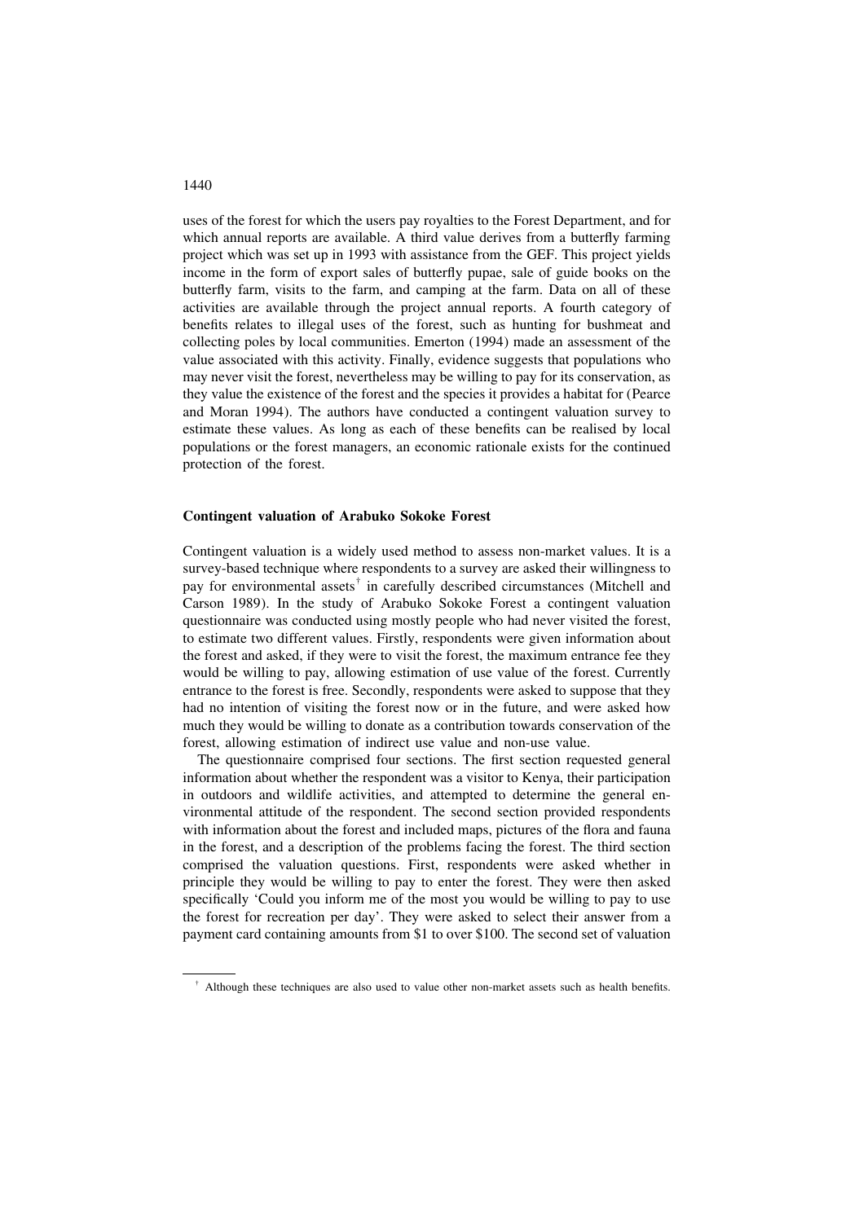uses of the forest for which the users pay royalties to the Forest Department, and for which annual reports are available. A third value derives from a butterfly farming project which was set up in 1993 with assistance from the GEF. This project yields income in the form of export sales of butterfly pupae, sale of guide books on the butterfly farm, visits to the farm, and camping at the farm. Data on all of these activities are available through the project annual reports. A fourth category of benefits relates to illegal uses of the forest, such as hunting for bushmeat and collecting poles by local communities. Emerton (1994) made an assessment of the value associated with this activity. Finally, evidence suggests that populations who may never visit the forest, nevertheless may be willing to pay for its conservation, as they value the existence of the forest and the species it provides a habitat for (Pearce and Moran 1994). The authors have conducted a contingent valuation survey to estimate these values. As long as each of these benefits can be realised by local populations or the forest managers, an economic rationale exists for the continued protection of the forest.

## Contingent valuation of Arabuko Sokoke Forest

Contingent valuation is a widely used method to assess non-market values. It is a survey-based technique where respondents to a survey are asked their willingness to pay for environmental assets[†] in carefully described circumstances (Mitchell and Carson 1989). In the study of Arabuko Sokoke Forest a contingent valuation questionnaire was conducted using mostly people who had never visited the forest, to estimate two different values. Firstly, respondents were given information about the forest and asked, if they were to visit the forest, the maximum entrance fee they would be willing to pay, allowing estimation of use value of the forest. Currently entrance to the forest is free. Secondly, respondents were asked to suppose that they had no intention of visiting the forest now or in the future, and were asked how much they would be willing to donate as a contribution towards conservation of the forest, allowing estimation of indirect use value and non-use value.

The questionnaire comprised four sections. The first section requested general information about whether the respondent was a visitor to Kenya, their participation in outdoors and wildlife activities, and attempted to determine the general environmental attitude of the respondent. The second section provided respondents with information about the forest and included maps, pictures of the flora and fauna in the forest, and a description of the problems facing the forest. The third section comprised the valuation questions. First, respondents were asked whether in principle they would be willing to pay to enter the forest. They were then asked specifically 'Could you inform me of the most you would be willing to pay to use the forest for recreation per day'. They were asked to select their answer from a payment card containing amounts from \$1 to over \$100. The second set of valuation

[†] Although these techniques are also used to value other non-market assets such as health benefits.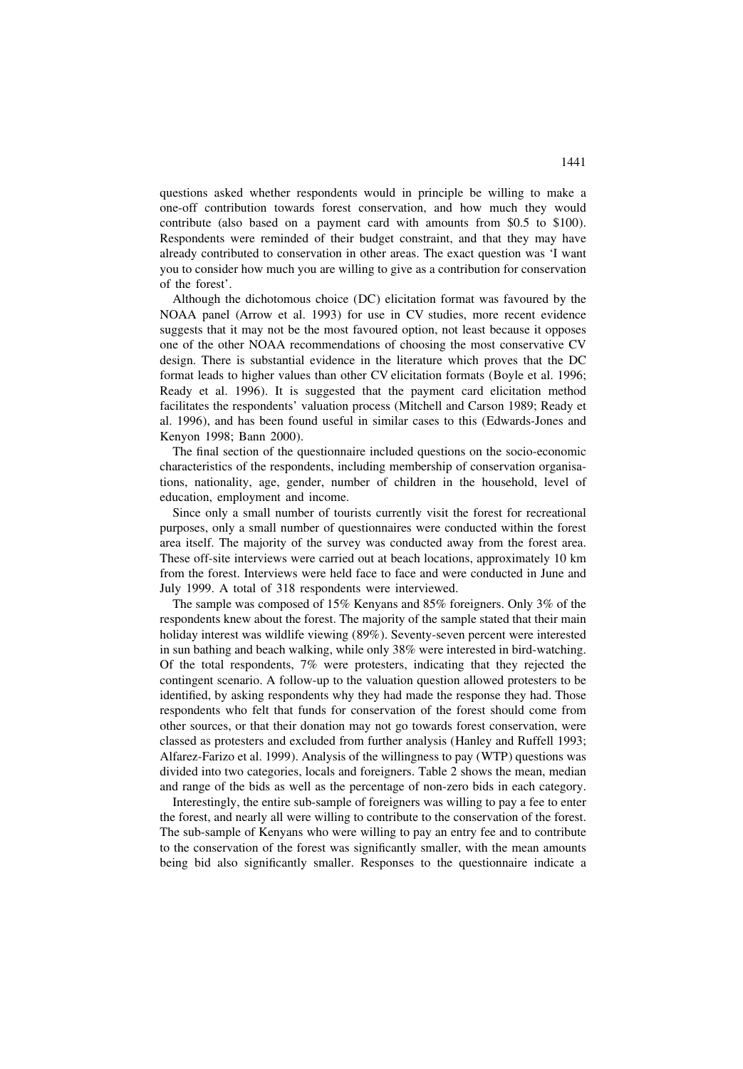questions asked whether respondents would in principle be willing to make a one-off contribution towards forest conservation, and how much they would contribute (also based on a payment card with amounts from $0.5 to $100). Respondents were reminded of their budget constraint, and that they may have already contributed to conservation in other areas. The exact question was 'I want you to consider how much you are willing to give as a contribution for conservation of the forest'.

Although the dichotomous choice (DC) elicitation format was favoured by the NOAA panel (Arrow et al. 1993) for use in CV studies, more recent evidence suggests that it may not be the most favoured option, not least because it opposes one of the other NOAA recommendations of choosing the most conservative CV design. There is substantial evidence in the literature which proves that the DC format leads to higher values than other CV elicitation formats (Boyle et al. 1996; Ready et al. 1996). It is suggested that the payment card elicitation method facilitates the respondents' valuation process (Mitchell and Carson 1989; Ready et al. 1996), and has been found useful in similar cases to this (Edwards-Jones and Kenyon 1998; Bann 2000).

The final section of the questionnaire included questions on the socio-economic characteristics of the respondents, including membership of conservation organisations, nationality, age, gender, number of children in the household, level of education, employment and income.

Since only a small number of tourists currently visit the forest for recreational purposes, only a small number of questionnaires were conducted within the forest area itself. The majority of the survey was conducted away from the forest area. These off-site interviews were carried out at beach locations, approximately 10 km from the forest. Interviews were held face to face and were conducted in June and July 1999. A total of 318 respondents were interviewed.

The sample was composed of 15% Kenyans and 85% foreigners. Only 3% of the respondents knew about the forest. The majority of the sample stated that their main holiday interest was wildlife viewing (89%). Seventy-seven percent were interested in sun bathing and beach walking, while only 38% were interested in bird-watching. Of the total respondents, 7% were protesters, indicating that they rejected the contingent scenario. A follow-up to the valuation question allowed protesters to be identified, by asking respondents why they had made the response they had. Those respondents who felt that funds for conservation of the forest should come from other sources, or that their donation may not go towards forest conservation, were classed as protesters and excluded from further analysis (Hanley and Ruffell 1993; Alfarez-Farizo et al. 1999). Analysis of the willingness to pay (WTP) questions was divided into two categories, locals and foreigners. Table 2 shows the mean, median and range of the bids as well as the percentage of non-zero bids in each category.

Interestingly, the entire sub-sample of foreigners was willing to pay a fee to enter the forest, and nearly all were willing to contribute to the conservation of the forest. The sub-sample of Kenyans who were willing to pay an entry fee and to contribute to the conservation of the forest was significantly smaller, with the mean amounts being bid also significantly smaller. Responses to the questionnaire indicate a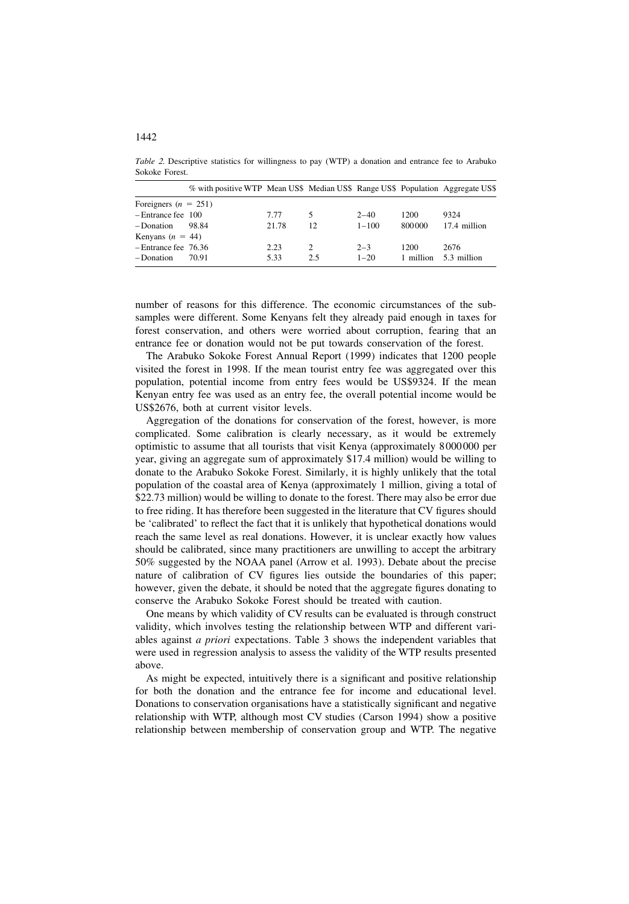*Table 2.* Descriptive statistics for willingness to pay (WTP) a donation and entrance fee to Arabuko Sokoke Forest.

| | % with positive WTP | Mean US$ | Median US$ | Range US$ | Population | Aggregate US$ |
|---|---|---|---|---|---|---|
| Foreigners ($n$ = 251) | | | | | | |
| – Entrance fee | 100 | 7.77 | 5 | 2–40 | 1200 | 9324 |
| – Donation | 98.84 | 21.78 | 12 | 1–100 | 800 000 | 17.4 million |
| Kenyans ($n$ = 44) | | | | | | |
| – Entrance fee | 76.36 | 2.23 | 2 | 2–3 | 1200 | 2676 |
| – Donation | 70.91 | 5.33 | 2.5 | 1–20 | 1 million | 5.3 million |

number of reasons for this difference. The economic circumstances of the sub-samples were different. Some Kenyans felt they already paid enough in taxes for forest conservation, and others were worried about corruption, fearing that an entrance fee or donation would not be put towards conservation of the forest.

The Arabuko Sokoke Forest Annual Report (1999) indicates that 1200 people visited the forest in 1998. If the mean tourist entry fee was aggregated over this population, potential income from entry fees would be US$9324. If the mean Kenyan entry fee was used as an entry fee, the overall potential income would be US$2676, both at current visitor levels.

Aggregation of the donations for conservation of the forest, however, is more complicated. Some calibration is clearly necessary, as it would be extremely optimistic to assume that all tourists that visit Kenya (approximately 8 000 000 per year, giving an aggregate sum of approximately $17.4 million) would be willing to donate to the Arabuko Sokoke Forest. Similarly, it is highly unlikely that the total population of the coastal area of Kenya (approximately 1 million, giving a total of $22.73 million) would be willing to donate to the forest. There may also be error due to free riding. It has therefore been suggested in the literature that CV figures should be 'calibrated' to reflect the fact that it is unlikely that hypothetical donations would reach the same level as real donations. However, it is unclear exactly how values should be calibrated, since many practitioners are unwilling to accept the arbitrary 50% suggested by the NOAA panel (Arrow et al. 1993). Debate about the precise nature of calibration of CV figures lies outside the boundaries of this paper; however, given the debate, it should be noted that the aggregate figures donating to conserve the Arabuko Sokoke Forest should be treated with caution.

One means by which validity of CV results can be evaluated is through construct validity, which involves testing the relationship between WTP and different variables against *a priori* expectations. Table 3 shows the independent variables that were used in regression analysis to assess the validity of the WTP results presented above.

As might be expected, intuitively there is a significant and positive relationship for both the donation and the entrance fee for income and educational level. Donations to conservation organisations have a statistically significant and negative relationship with WTP, although most CV studies (Carson 1994) show a positive relationship between membership of conservation group and WTP. The negative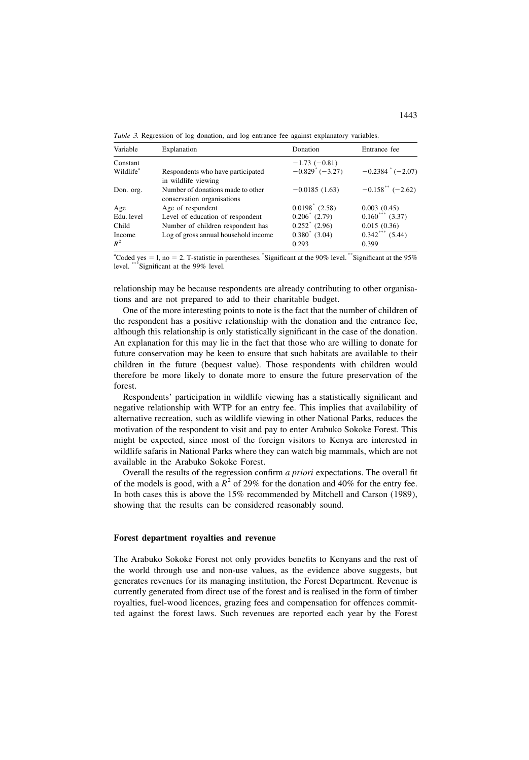*Table 3.* Regression of log donation, and log entrance fee against explanatory variables.

| Variable | Explanation | Donation | Entrance fee |
|---|---|---|---|
| Constant | | −1.73 (−0.81) | |
| Wildlife[a] | Respondents who have participated in wildlife viewing | −0.829* (−3.27) | −0.2384 * (−2.07) |
| Don. org. | Number of donations made to other conservation organisations | −0.0185 (1.63) | −0.158** (−2.62) |
| Age | Age of respondent | 0.0198* (2.58) | 0.003 (0.45) |
| Edu. level | Level of education of respondent | 0.206* (2.79) | 0.160*** (3.37) |
| Child | Number of children respondent has | 0.252* (2.96) | 0.015 (0.36) |
| Income | Log of gross annual household income | 0.380* (3.04) | 0.342*** (5.44) |
| $R^2$ | | 0.293 | 0.399 |

[a]Coded yes = 1, no = 2. T-statistic in parentheses. *Significant at the 90% level. **Significant at the 95% level. ***Significant at the 99% level.

relationship may be because respondents are already contributing to other organisations and are not prepared to add to their charitable budget.

One of the more interesting points to note is the fact that the number of children of the respondent has a positive relationship with the donation and the entrance fee, although this relationship is only statistically significant in the case of the donation. An explanation for this may lie in the fact that those who are willing to donate for future conservation may be keen to ensure that such habitats are available to their children in the future (bequest value). Those respondents with children would therefore be more likely to donate more to ensure the future preservation of the forest.

Respondents' participation in wildlife viewing has a statistically significant and negative relationship with WTP for an entry fee. This implies that availability of alternative recreation, such as wildlife viewing in other National Parks, reduces the motivation of the respondent to visit and pay to enter Arabuko Sokoke Forest. This might be expected, since most of the foreign visitors to Kenya are interested in wildlife safaris in National Parks where they can watch big mammals, which are not available in the Arabuko Sokoke Forest.

Overall the results of the regression confirm *a priori* expectations. The overall fit of the models is good, with a $R^2$ of 29% for the donation and 40% for the entry fee. In both cases this is above the 15% recommended by Mitchell and Carson (1989), showing that the results can be considered reasonably sound.

### Forest department royalties and revenue

The Arabuko Sokoke Forest not only provides benefits to Kenyans and the rest of the world through use and non-use values, as the evidence above suggests, but generates revenues for its managing institution, the Forest Department. Revenue is currently generated from direct use of the forest and is realised in the form of timber royalties, fuel-wood licences, grazing fees and compensation for offences committed against the forest laws. Such revenues are reported each year by the Forest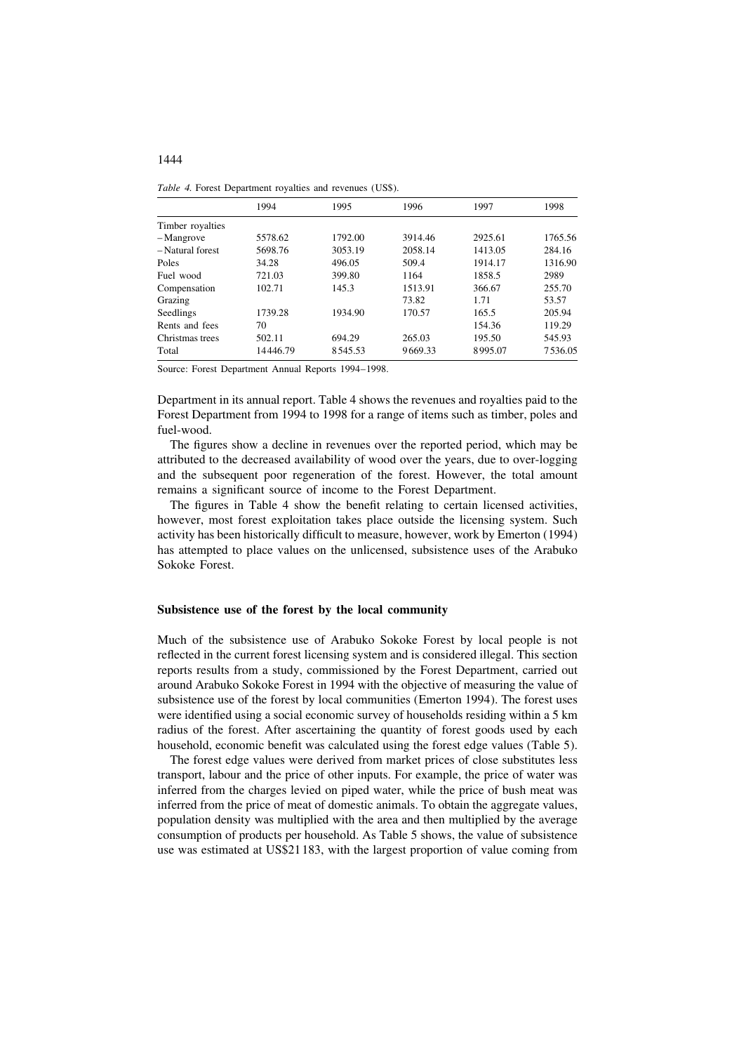*Table 4.* Forest Department royalties and revenues (US$).

| | 1994 | 1995 | 1996 | 1997 | 1998 |
|---|---|---|---|---|---|
| Timber royalties | | | | | |
| – Mangrove | 5578.62 | 1792.00 | 3914.46 | 2925.61 | 1765.56 |
| – Natural forest | 5698.76 | 3053.19 | 2058.14 | 1413.05 | 284.16 |
| Poles | 34.28 | 496.05 | 509.4 | 1914.17 | 1316.90 |
| Fuel wood | 721.03 | 399.80 | 1164 | 1858.5 | 2989 |
| Compensation | 102.71 | 145.3 | 1513.91 | 366.67 | 255.70 |
| Grazing | | | 73.82 | 1.71 | 53.57 |
| Seedlings | 1739.28 | 1934.90 | 170.57 | 165.5 | 205.94 |
| Rents and fees | 70 | | | 154.36 | 119.29 |
| Christmas trees | 502.11 | 694.29 | 265.03 | 195.50 | 545.93 |
| Total | 14446.79 | 8545.53 | 9669.33 | 8995.07 | 7536.05 |

Source: Forest Department Annual Reports 1994–1998.

Department in its annual report. Table 4 shows the revenues and royalties paid to the Forest Department from 1994 to 1998 for a range of items such as timber, poles and fuel-wood.

The figures show a decline in revenues over the reported period, which may be attributed to the decreased availability of wood over the years, due to over-logging and the subsequent poor regeneration of the forest. However, the total amount remains a significant source of income to the Forest Department.

The figures in Table 4 show the benefit relating to certain licensed activities, however, most forest exploitation takes place outside the licensing system. Such activity has been historically difficult to measure, however, work by Emerton (1994) has attempted to place values on the unlicensed, subsistence uses of the Arabuko Sokoke Forest.

## Subsistence use of the forest by the local community

Much of the subsistence use of Arabuko Sokoke Forest by local people is not reflected in the current forest licensing system and is considered illegal. This section reports results from a study, commissioned by the Forest Department, carried out around Arabuko Sokoke Forest in 1994 with the objective of measuring the value of subsistence use of the forest by local communities (Emerton 1994). The forest uses were identified using a social economic survey of households residing within a 5 km radius of the forest. After ascertaining the quantity of forest goods used by each household, economic benefit was calculated using the forest edge values (Table 5).

The forest edge values were derived from market prices of close substitutes less transport, labour and the price of other inputs. For example, the price of water was inferred from the charges levied on piped water, while the price of bush meat was inferred from the price of meat of domestic animals. To obtain the aggregate values, population density was multiplied with the area and then multiplied by the average consumption of products per household. As Table 5 shows, the value of subsistence use was estimated at US$21 183, with the largest proportion of value coming from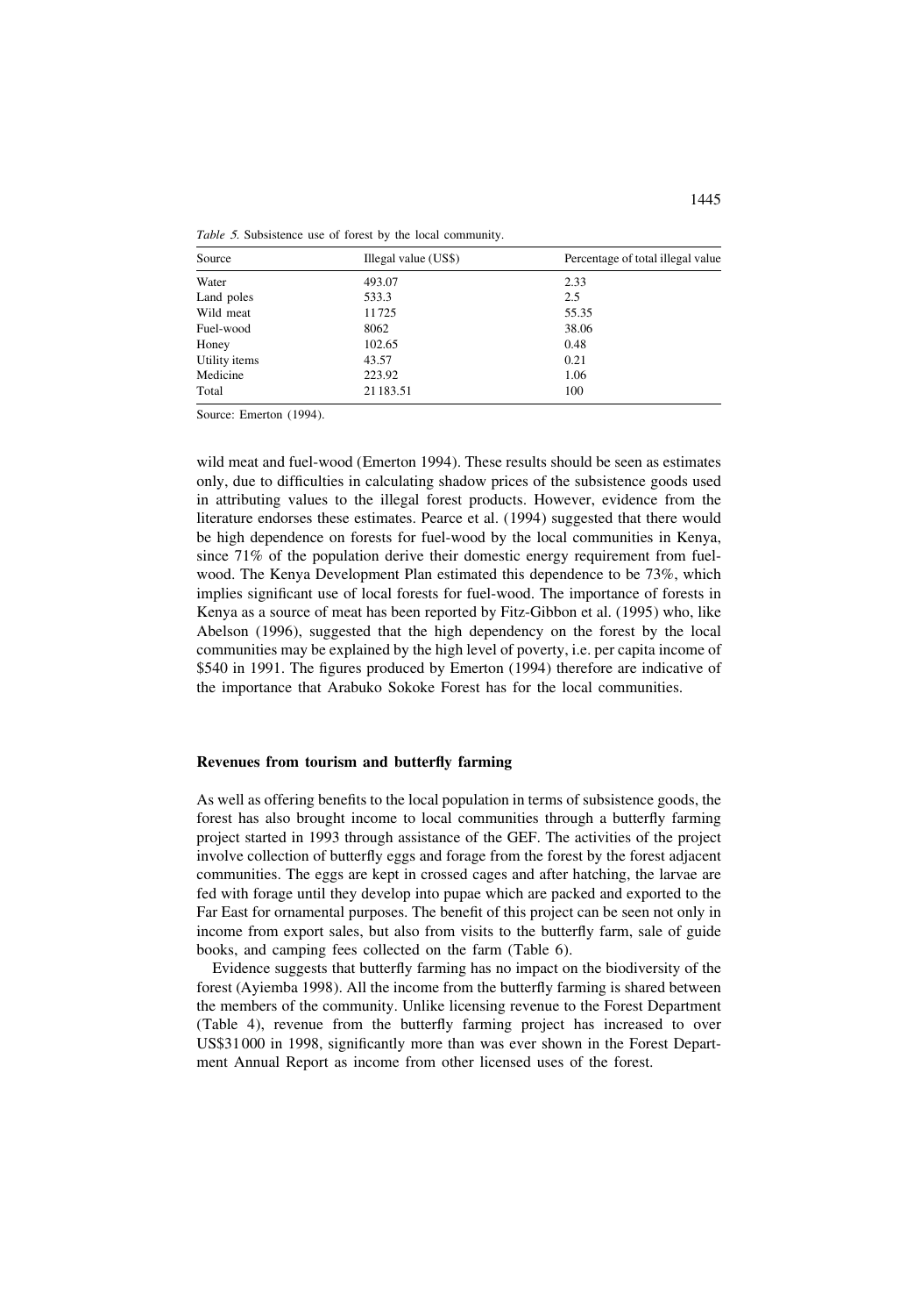*Table 5.* Subsistence use of forest by the local community.

| Source | Illegal value (US$) | Percentage of total illegal value |
|---|---|---|
| Water | 493.07 | 2.33 |
| Land poles | 533.3 | 2.5 |
| Wild meat | 11725 | 55.35 |
| Fuel-wood | 8062 | 38.06 |
| Honey | 102.65 | 0.48 |
| Utility items | 43.57 | 0.21 |
| Medicine | 223.92 | 1.06 |
| Total | 21 183.51 | 100 |

Source: Emerton (1994).

wild meat and fuel-wood (Emerton 1994). These results should be seen as estimates only, due to difficulties in calculating shadow prices of the subsistence goods used in attributing values to the illegal forest products. However, evidence from the literature endorses these estimates. Pearce et al. (1994) suggested that there would be high dependence on forests for fuel-wood by the local communities in Kenya, since 71% of the population derive their domestic energy requirement from fuel-wood. The Kenya Development Plan estimated this dependence to be 73%, which implies significant use of local forests for fuel-wood. The importance of forests in Kenya as a source of meat has been reported by Fitz-Gibbon et al. (1995) who, like Abelson (1996), suggested that the high dependency on the forest by the local communities may be explained by the high level of poverty, i.e. per capita income of $540 in 1991. The figures produced by Emerton (1994) therefore are indicative of the importance that Arabuko Sokoke Forest has for the local communities.

## Revenues from tourism and butterfly farming

As well as offering benefits to the local population in terms of subsistence goods, the forest has also brought income to local communities through a butterfly farming project started in 1993 through assistance of the GEF. The activities of the project involve collection of butterfly eggs and forage from the forest by the forest adjacent communities. The eggs are kept in crossed cages and after hatching, the larvae are fed with forage until they develop into pupae which are packed and exported to the Far East for ornamental purposes. The benefit of this project can be seen not only in income from export sales, but also from visits to the butterfly farm, sale of guide books, and camping fees collected on the farm (Table 6).

Evidence suggests that butterfly farming has no impact on the biodiversity of the forest (Ayiemba 1998). All the income from the butterfly farming is shared between the members of the community. Unlike licensing revenue to the Forest Department (Table 4), revenue from the butterfly farming project has increased to over US$31 000 in 1998, significantly more than was ever shown in the Forest Department Annual Report as income from other licensed uses of the forest.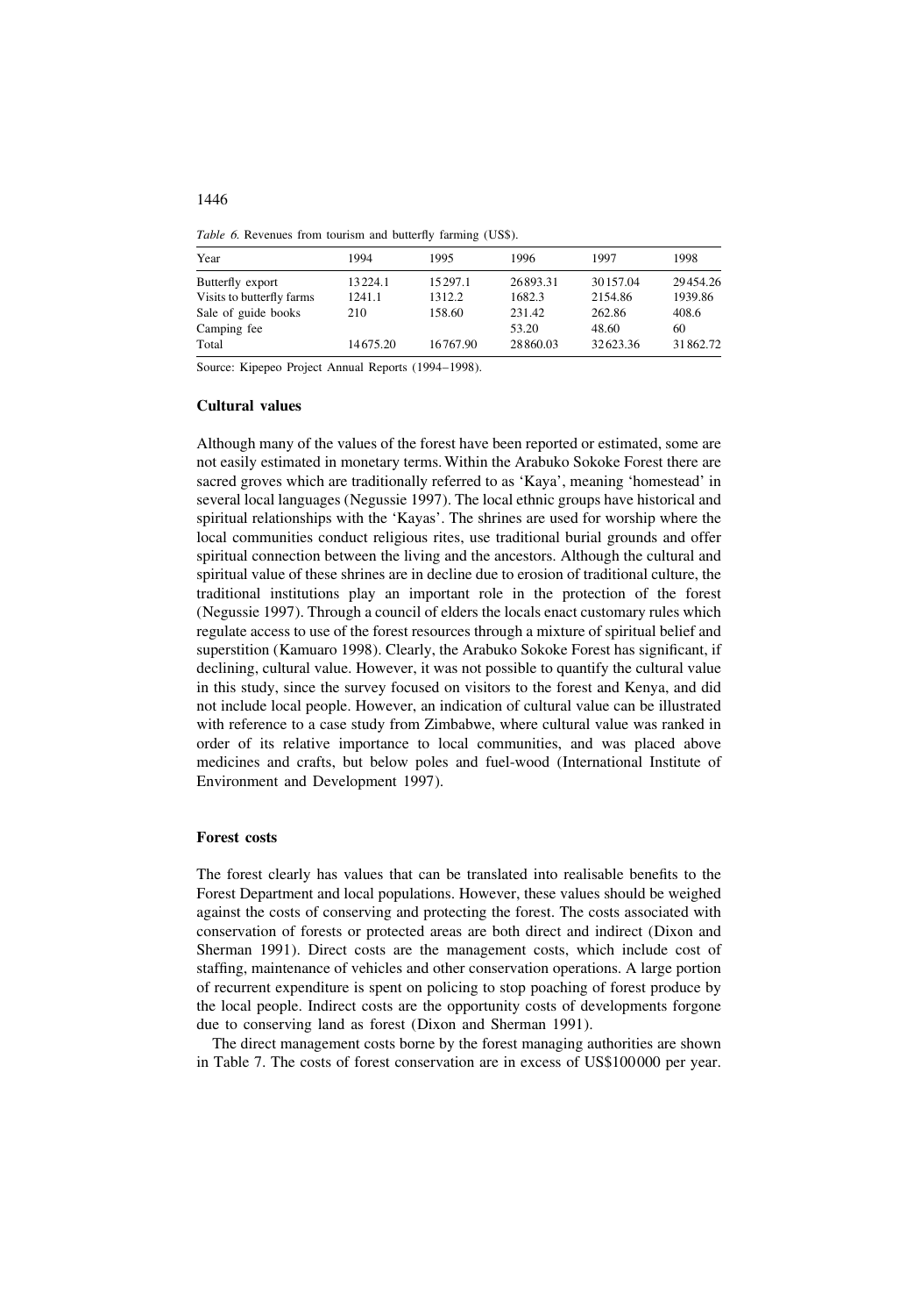*Table 6.* Revenues from tourism and butterfly farming (US$).

| Year | 1994 | 1995 | 1996 | 1997 | 1998 |
|---|---|---|---|---|---|
| Butterfly export | 13224.1 | 15297.1 | 26893.31 | 30157.04 | 29454.26 |
| Visits to butterfly farms | 1241.1 | 1312.2 | 1682.3 | 2154.86 | 1939.86 |
| Sale of guide books | 210 | 158.60 | 231.42 | 262.86 | 408.6 |
| Camping fee | | | 53.20 | 48.60 | 60 |
| Total | 14675.20 | 16767.90 | 28860.03 | 32623.36 | 31862.72 |

Source: Kipepeo Project Annual Reports (1994–1998).

## Cultural values

Although many of the values of the forest have been reported or estimated, some are not easily estimated in monetary terms. Within the Arabuko Sokoke Forest there are sacred groves which are traditionally referred to as 'Kaya', meaning 'homestead' in several local languages (Negussie 1997). The local ethnic groups have historical and spiritual relationships with the 'Kayas'. The shrines are used for worship where the local communities conduct religious rites, use traditional burial grounds and offer spiritual connection between the living and the ancestors. Although the cultural and spiritual value of these shrines are in decline due to erosion of traditional culture, the traditional institutions play an important role in the protection of the forest (Negussie 1997). Through a council of elders the locals enact customary rules which regulate access to use of the forest resources through a mixture of spiritual belief and superstition (Kamuaro 1998). Clearly, the Arabuko Sokoke Forest has significant, if declining, cultural value. However, it was not possible to quantify the cultural value in this study, since the survey focused on visitors to the forest and Kenya, and did not include local people. However, an indication of cultural value can be illustrated with reference to a case study from Zimbabwe, where cultural value was ranked in order of its relative importance to local communities, and was placed above medicines and crafts, but below poles and fuel-wood (International Institute of Environment and Development 1997).

## Forest costs

The forest clearly has values that can be translated into realisable benefits to the Forest Department and local populations. However, these values should be weighed against the costs of conserving and protecting the forest. The costs associated with conservation of forests or protected areas are both direct and indirect (Dixon and Sherman 1991). Direct costs are the management costs, which include cost of staffing, maintenance of vehicles and other conservation operations. A large portion of recurrent expenditure is spent on policing to stop poaching of forest produce by the local people. Indirect costs are the opportunity costs of developments forgone due to conserving land as forest (Dixon and Sherman 1991).

The direct management costs borne by the forest managing authorities are shown in Table 7. The costs of forest conservation are in excess of US$100000 per year.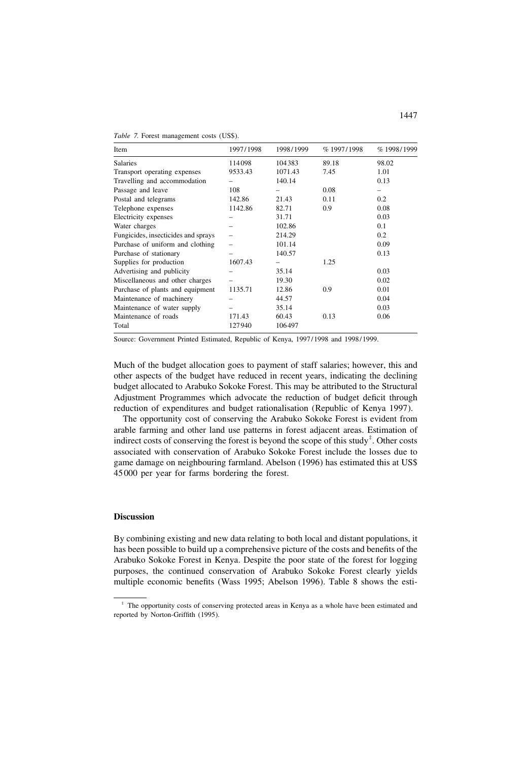*Table 7.* Forest management costs (US$).

| Item | 1997/1998 | 1998/1999 | % 1997/1998 | % 1998/1999 |
|---|---|---|---|---|
| Salaries | 114098 | 104383 | 89.18 | 98.02 |
| Transport operating expenses | 9533.43 | 1071.43 | 7.45 | 1.01 |
| Travelling and accommodation | – | 140.14 | | 0.13 |
| Passage and leave | 108 | – | 0.08 | – |
| Postal and telegrams | 142.86 | 21.43 | 0.11 | 0.2 |
| Telephone expenses | 1142.86 | 82.71 | 0.9 | 0.08 |
| Electricity expenses | – | 31.71 | | 0.03 |
| Water charges | – | 102.86 | | 0.1 |
| Fungicides, insecticides and sprays | – | 214.29 | | 0.2 |
| Purchase of uniform and clothing | – | 101.14 | | 0.09 |
| Purchase of stationary | – | 140.57 | | 0.13 |
| Supplies for production | 1607.43 | – | 1.25 | |
| Advertising and publicity | – | 35.14 | | 0.03 |
| Miscellaneous and other charges | – | 19.30 | | 0.02 |
| Purchase of plants and equipment | 1135.71 | 12.86 | 0.9 | 0.01 |
| Maintenance of machinery | – | 44.57 | | 0.04 |
| Maintenance of water supply | – | 35.14 | | 0.03 |
| Maintenance of roads | 171.43 | 60.43 | 0.13 | 0.06 |
| Total | 127940 | 106497 | | |

Source: Government Printed Estimated, Republic of Kenya, 1997/1998 and 1998/1999.

Much of the budget allocation goes to payment of staff salaries; however, this and other aspects of the budget have reduced in recent years, indicating the declining budget allocated to Arabuko Sokoke Forest. This may be attributed to the Structural Adjustment Programmes which advocate the reduction of budget deficit through reduction of expenditures and budget rationalisation (Republic of Kenya 1997).

The opportunity cost of conserving the Arabuko Sokoke Forest is evident from arable farming and other land use patterns in forest adjacent areas. Estimation of indirect costs of conserving the forest is beyond the scope of this study[‡]. Other costs associated with conservation of Arabuko Sokoke Forest include the losses due to game damage on neighbouring farmland. Abelson (1996) has estimated this at US$ 45000 per year for farms bordering the forest.

## Discussion

By combining existing and new data relating to both local and distant populations, it has been possible to build up a comprehensive picture of the costs and benefits of the Arabuko Sokoke Forest in Kenya. Despite the poor state of the forest for logging purposes, the continued conservation of Arabuko Sokoke Forest clearly yields multiple economic benefits (Wass 1995; Abelson 1996). Table 8 shows the esti-

[‡] The opportunity costs of conserving protected areas in Kenya as a whole have been estimated and reported by Norton-Griffith (1995).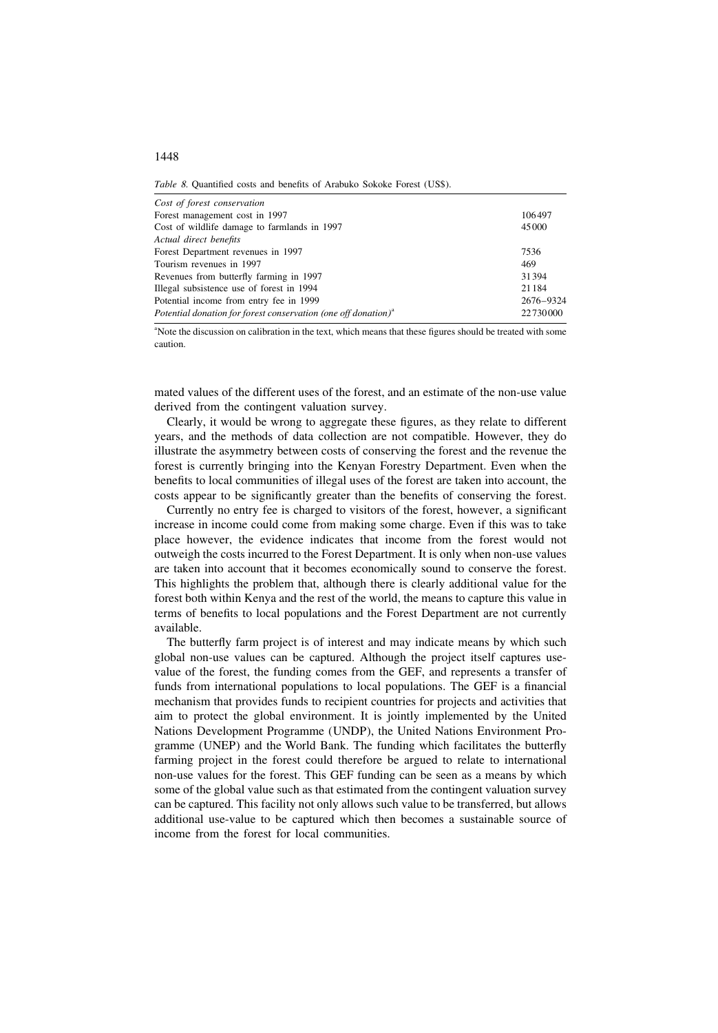*Table 8.* Quantified costs and benefits of Arabuko Sokoke Forest (US$).

| | |
|---|---|
| *Cost of forest conservation* | |
| Forest management cost in 1997 | 106497 |
| Cost of wildlife damage to farmlands in 1997 | 45000 |
| *Actual direct benefits* | |
| Forest Department revenues in 1997 | 7536 |
| Tourism revenues in 1997 | 469 |
| Revenues from butterfly farming in 1997 | 31394 |
| Illegal subsistence use of forest in 1994 | 21184 |
| Potential income from entry fee in 1999 | 2676–9324 |
| *Potential donation for forest conservation (one off donation)*[a] | 22730000 |

[a]Note the discussion on calibration in the text, which means that these figures should be treated with some caution.

mated values of the different uses of the forest, and an estimate of the non-use value derived from the contingent valuation survey.

Clearly, it would be wrong to aggregate these figures, as they relate to different years, and the methods of data collection are not compatible. However, they do illustrate the asymmetry between costs of conserving the forest and the revenue the forest is currently bringing into the Kenyan Forestry Department. Even when the benefits to local communities of illegal uses of the forest are taken into account, the costs appear to be significantly greater than the benefits of conserving the forest.

Currently no entry fee is charged to visitors of the forest, however, a significant increase in income could come from making some charge. Even if this was to take place however, the evidence indicates that income from the forest would not outweigh the costs incurred to the Forest Department. It is only when non-use values are taken into account that it becomes economically sound to conserve the forest. This highlights the problem that, although there is clearly additional value for the forest both within Kenya and the rest of the world, the means to capture this value in terms of benefits to local populations and the Forest Department are not currently available.

The butterfly farm project is of interest and may indicate means by which such global non-use values can be captured. Although the project itself captures use-value of the forest, the funding comes from the GEF, and represents a transfer of funds from international populations to local populations. The GEF is a financial mechanism that provides funds to recipient countries for projects and activities that aim to protect the global environment. It is jointly implemented by the United Nations Development Programme (UNDP), the United Nations Environment Programme (UNEP) and the World Bank. The funding which facilitates the butterfly farming project in the forest could therefore be argued to relate to international non-use values for the forest. This GEF funding can be seen as a means by which some of the global value such as that estimated from the contingent valuation survey can be captured. This facility not only allows such value to be transferred, but allows additional use-value to be captured which then becomes a sustainable source of income from the forest for local communities.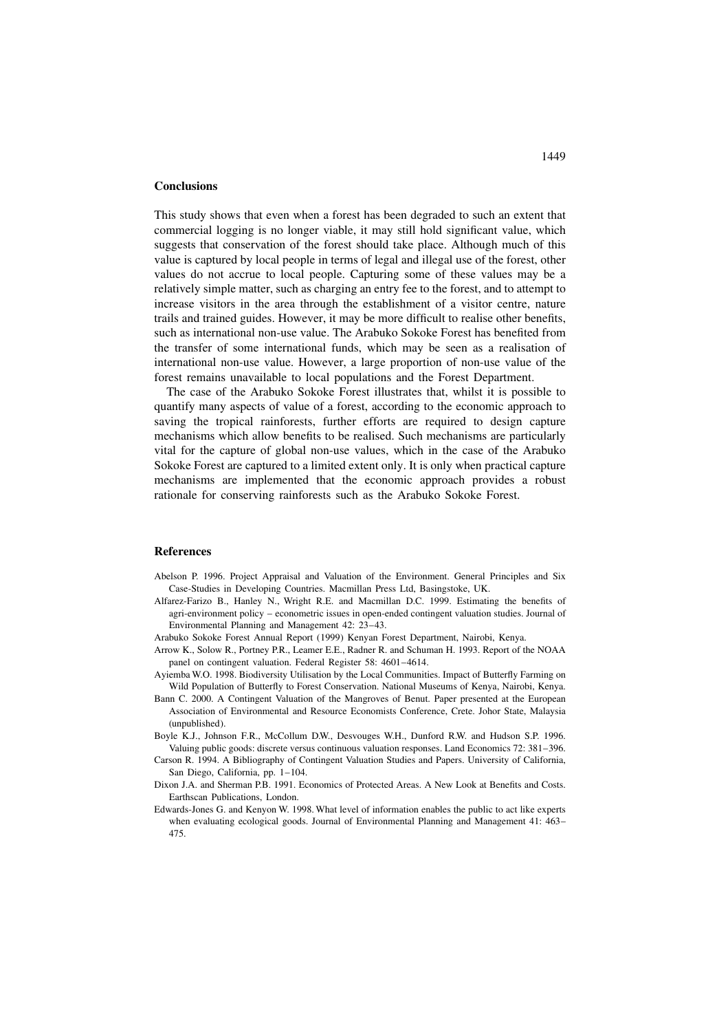## Conclusions

This study shows that even when a forest has been degraded to such an extent that commercial logging is no longer viable, it may still hold significant value, which suggests that conservation of the forest should take place. Although much of this value is captured by local people in terms of legal and illegal use of the forest, other values do not accrue to local people. Capturing some of these values may be a relatively simple matter, such as charging an entry fee to the forest, and to attempt to increase visitors in the area through the establishment of a visitor centre, nature trails and trained guides. However, it may be more difficult to realise other benefits, such as international non-use value. The Arabuko Sokoke Forest has benefited from the transfer of some international funds, which may be seen as a realisation of international non-use value. However, a large proportion of non-use value of the forest remains unavailable to local populations and the Forest Department.

The case of the Arabuko Sokoke Forest illustrates that, whilst it is possible to quantify many aspects of value of a forest, according to the economic approach to saving the tropical rainforests, further efforts are required to design capture mechanisms which allow benefits to be realised. Such mechanisms are particularly vital for the capture of global non-use values, which in the case of the Arabuko Sokoke Forest are captured to a limited extent only. It is only when practical capture mechanisms are implemented that the economic approach provides a robust rationale for conserving rainforests such as the Arabuko Sokoke Forest.

## References

Abelson P. 1996. Project Appraisal and Valuation of the Environment. General Principles and Six Case-Studies in Developing Countries. Macmillan Press Ltd, Basingstoke, UK.

Alfarez-Farizo B., Hanley N., Wright R.E. and Macmillan D.C. 1999. Estimating the benefits of agri-environment policy – econometric issues in open-ended contingent valuation studies. Journal of Environmental Planning and Management 42: 23–43.

Arabuko Sokoke Forest Annual Report (1999) Kenyan Forest Department, Nairobi, Kenya.

Arrow K., Solow R., Portney P.R., Leamer E.E., Radner R. and Schuman H. 1993. Report of the NOAA panel on contingent valuation. Federal Register 58: 4601–4614.

Ayiemba W.O. 1998. Biodiversity Utilisation by the Local Communities. Impact of Butterfly Farming on Wild Population of Butterfly to Forest Conservation. National Museums of Kenya, Nairobi, Kenya.

Bann C. 2000. A Contingent Valuation of the Mangroves of Benut. Paper presented at the European Association of Environmental and Resource Economists Conference, Crete. Johor State, Malaysia (unpublished).

Boyle K.J., Johnson F.R., McCollum D.W., Desvouges W.H., Dunford R.W. and Hudson S.P. 1996. Valuing public goods: discrete versus continuous valuation responses. Land Economics 72: 381–396.

Carson R. 1994. A Bibliography of Contingent Valuation Studies and Papers. University of California, San Diego, California, pp. 1–104.

Dixon J.A. and Sherman P.B. 1991. Economics of Protected Areas. A New Look at Benefits and Costs. Earthscan Publications, London.

Edwards-Jones G. and Kenyon W. 1998. What level of information enables the public to act like experts when evaluating ecological goods. Journal of Environmental Planning and Management 41: 463–475.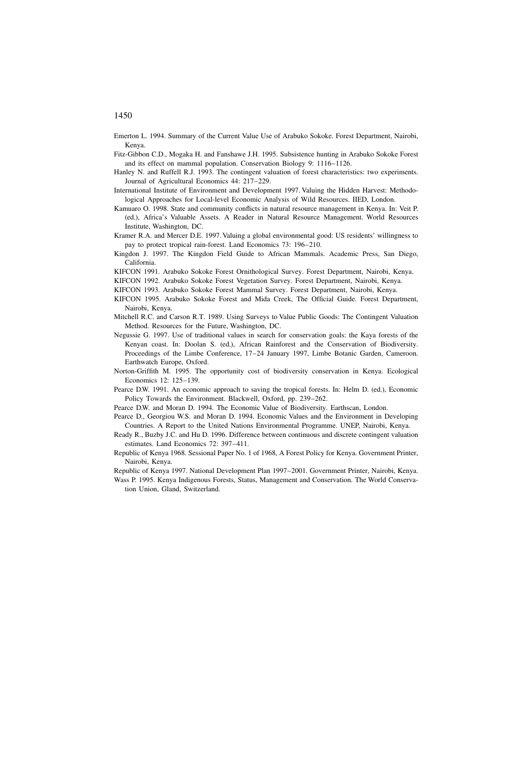Emerton L. 1994. Summary of the Current Value Use of Arabuko Sokoke. Forest Department, Nairobi, Kenya.

Fitz-Gibbon C.D., Mogaka H. and Fanshawe J.H. 1995. Subsistence hunting in Arabuko Sokoke Forest and its effect on mammal population. Conservation Biology 9: 1116–1126.

Hanley N. and Ruffell R.J. 1993. The contingent valuation of forest characteristics: two experiments. Journal of Agricultural Economics 44: 217–229.

International Institute of Environment and Development 1997. Valuing the Hidden Harvest: Methodological Approaches for Local-level Economic Analysis of Wild Resources. IIED, London.

Kamuaro O. 1998. State and community conflicts in natural resource management in Kenya. In: Veit P. (ed.), Africa's Valuable Assets. A Reader in Natural Resource Management. World Resources Institute, Washington, DC.

Kramer R.A. and Mercer D.E. 1997. Valuing a global environmental good: US residents' willingness to pay to protect tropical rain-forest. Land Economics 73: 196–210.

Kingdon J. 1997. The Kingdon Field Guide to African Mammals. Academic Press, San Diego, California.

KIFCON 1991. Arabuko Sokoke Forest Ornithological Survey. Forest Department, Nairobi, Kenya.

KIFCON 1992. Arabuko Sokoke Forest Vegetation Survey. Forest Department, Nairobi, Kenya.

KIFCON 1993. Arabuko Sokoke Forest Mammal Survey. Forest Department, Nairobi, Kenya.

KIFCON 1995. Arabuko Sokoke Forest and Mida Creek, The Official Guide. Forest Department, Nairobi, Kenya.

Mitchell R.C. and Carson R.T. 1989. Using Surveys to Value Public Goods: The Contingent Valuation Method. Resources for the Future, Washington, DC.

Negussie G. 1997. Use of traditional values in search for conservation goals: the Kaya forests of the Kenyan coast. In: Doolan S. (ed.), African Rainforest and the Conservation of Biodiversity. Proceedings of the Limbe Conference, 17–24 January 1997, Limbe Botanic Garden, Cameroon. Earthwatch Europe, Oxford.

Norton-Griffith M. 1995. The opportunity cost of biodiversity conservation in Kenya. Ecological Economics 12: 125–139.

Pearce D.W. 1991. An economic approach to saving the tropical forests. In: Helm D. (ed.), Economic Policy Towards the Environment. Blackwell, Oxford, pp. 239–262.

Pearce D.W. and Moran D. 1994. The Economic Value of Biodiversity. Earthscan, London.

Pearce D., Georgiou W.S. and Moran D. 1994. Economic Values and the Environment in Developing Countries. A Report to the United Nations Environmental Programme. UNEP, Nairobi, Kenya.

Ready R., Buzby J.C. and Hu D. 1996. Difference between continuous and discrete contingent valuation estimates. Land Economics 72: 397–411.

Republic of Kenya 1968. Sessional Paper No. 1 of 1968, A Forest Policy for Kenya. Government Printer, Nairobi, Kenya.

Republic of Kenya 1997. National Development Plan 1997–2001. Government Printer, Nairobi, Kenya.

Wass P. 1995. Kenya Indigenous Forests, Status, Management and Conservation. The World Conservation Union, Gland, Switzerland.